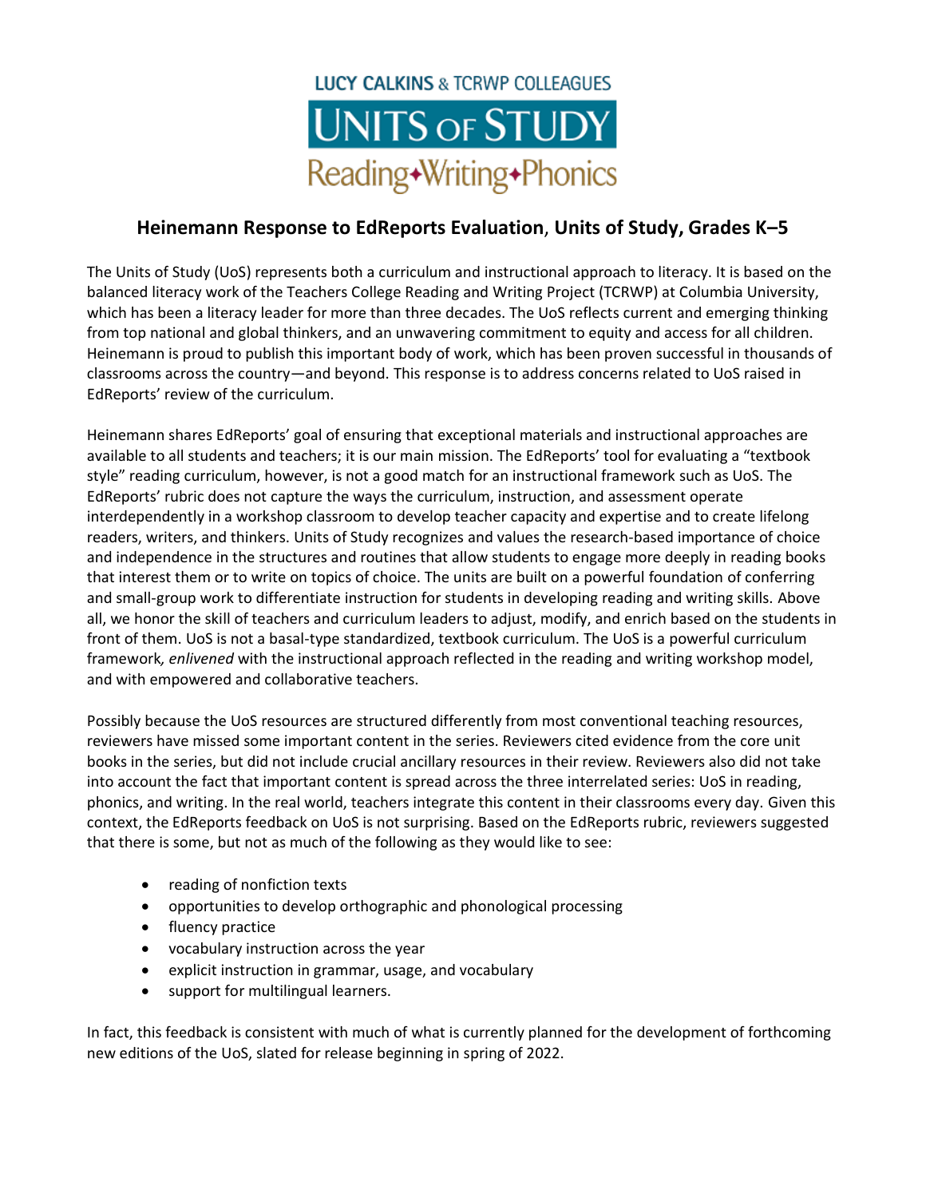LUCY CALKINS & TCRWP COLLEAGUES

UNITS OF STUDY

Reading•Writing•Phonics

## Heinemann Response to EdReports Evaluation, Units of Study, Grades K–5

The Units of Study (UoS) represents both a curriculum and instructional approach to literacy. It is based on the balanced literacy work of the Teachers College Reading and Writing Project (TCRWP) at Columbia University, which has been a literacy leader for more than three decades. The UoS reflects current and emerging thinking from top national and global thinkers, and an unwavering commitment to equity and access for all children. Heinemann is proud to publish this important body of work, which has been proven successful in thousands of classrooms across the country—and beyond. This response is to address concerns related to UoS raised in EdReports' review of the curriculum.

Heinemann shares EdReports' goal of ensuring that exceptional materials and instructional approaches are available to all students and teachers; it is our main mission. The EdReports' tool for evaluating a "textbook style" reading curriculum, however, is not a good match for an instructional framework such as UoS. The EdReports' rubric does not capture the ways the curriculum, instruction, and assessment operate interdependently in a workshop classroom to develop teacher capacity and expertise and to create lifelong readers, writers, and thinkers. Units of Study recognizes and values the research-based importance of choice and independence in the structures and routines that allow students to engage more deeply in reading books that interest them or to write on topics of choice. The units are built on a powerful foundation of conferring and small-group work to differentiate instruction for students in developing reading and writing skills. Above all, we honor the skill of teachers and curriculum leaders to adjust, modify, and enrich based on the students in front of them. UoS is not a basal-type standardized, textbook curriculum. The UoS is a powerful curriculum framework*, enlivened* with the instructional approach reflected in the reading and writing workshop model, and with empowered and collaborative teachers.

Possibly because the UoS resources are structured differently from most conventional teaching resources, reviewers have missed some important content in the series. Reviewers cited evidence from the core unit books in the series, but did not include crucial ancillary resources in their review. Reviewers also did not take into account the fact that important content is spread across the three interrelated series: UoS in reading, phonics, and writing. In the real world, teachers integrate this content in their classrooms every day. Given this context, the EdReports feedback on UoS is not surprising. Based on the EdReports rubric, reviewers suggested that there is some, but not as much of the following as they would like to see:

- reading of nonfiction texts
- opportunities to develop orthographic and phonological processing
- fluency practice
- vocabulary instruction across the year
- explicit instruction in grammar, usage, and vocabulary
- support for multilingual learners.

In fact, this feedback is consistent with much of what is currently planned for the development of forthcoming new editions of the UoS, slated for release beginning in spring of 2022.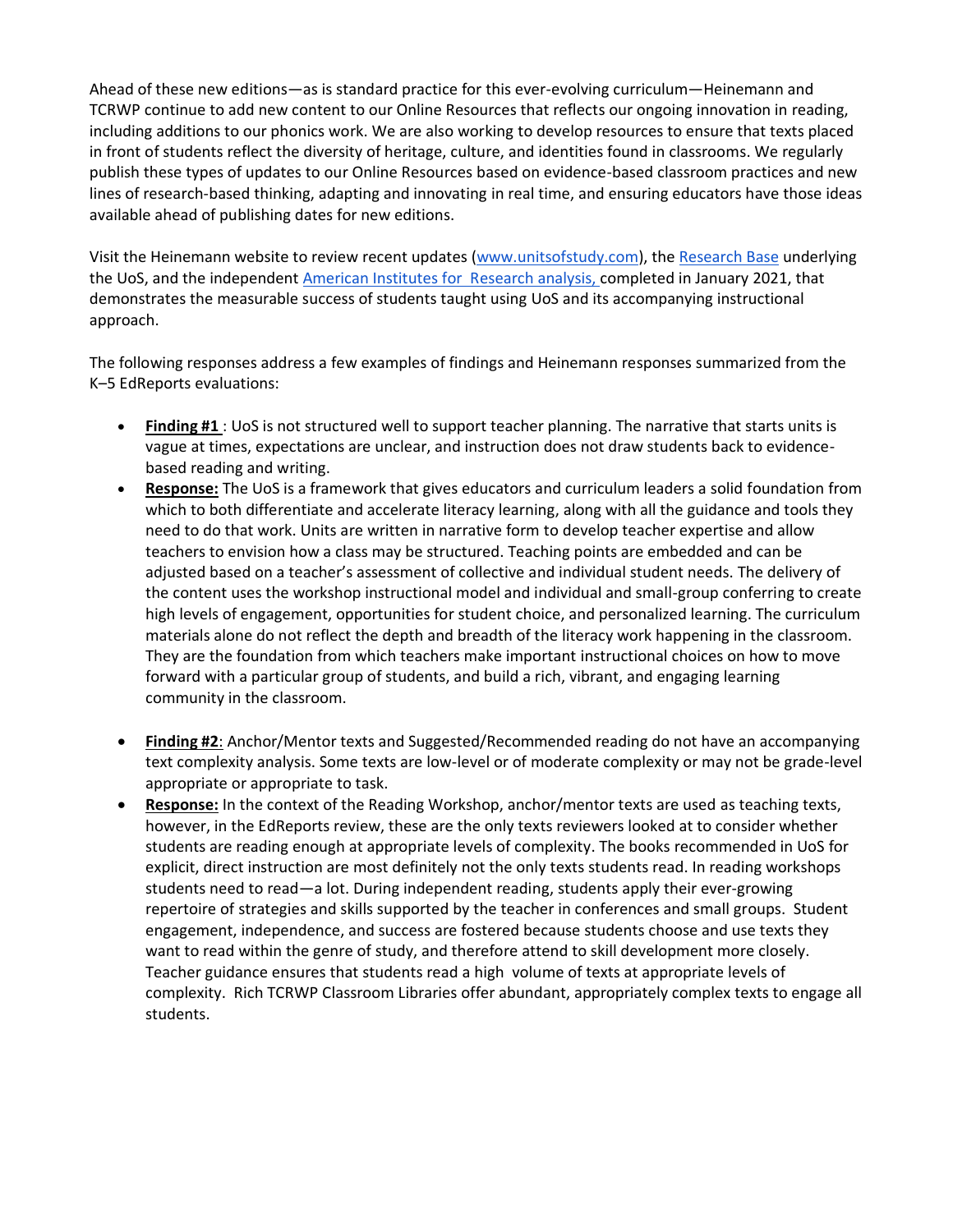Ahead of these new editions—as is standard practice for this ever-evolving curriculum—Heinemann and TCRWP continue to add new content to our Online Resources that reflects our ongoing innovation in reading, including additions to our phonics work. We are also working to develop resources to ensure that texts placed in front of students reflect the diversity of heritage, culture, and identities found in classrooms. We regularly publish these types of updates to our Online Resources based on evidence-based classroom practices and new lines of research-based thinking, adapting and innovating in real time, and ensuring educators have those ideas available ahead of publishing dates for new editions.

Visit the Heinemann website to review recent updates (www.unitsofstudy.com), the Research Base underlying the UoS, and the independent American Institutes for Research analysis, completed in January 2021, that demonstrates the measurable success of students taught using UoS and its accompanying instructional approach.

The following responses address a few examples of findings and Heinemann responses summarized from the K–5 EdReports evaluations:

- **Finding #1** : UoS is not structured well to support teacher planning. The narrative that starts units is vague at times, expectations are unclear, and instruction does not draw students back to evidence-based reading and writing.
- **Response:** The UoS is a framework that gives educators and curriculum leaders a solid foundation from which to both differentiate and accelerate literacy learning, along with all the guidance and tools they need to do that work. Units are written in narrative form to develop teacher expertise and allow teachers to envision how a class may be structured. Teaching points are embedded and can be adjusted based on a teacher's assessment of collective and individual student needs. The delivery of the content uses the workshop instructional model and individual and small-group conferring to create high levels of engagement, opportunities for student choice, and personalized learning. The curriculum materials alone do not reflect the depth and breadth of the literacy work happening in the classroom. They are the foundation from which teachers make important instructional choices on how to move forward with a particular group of students, and build a rich, vibrant, and engaging learning community in the classroom.

- **Finding #2**: Anchor/Mentor texts and Suggested/Recommended reading do not have an accompanying text complexity analysis. Some texts are low-level or of moderate complexity or may not be grade-level appropriate or appropriate to task.
- **Response:** In the context of the Reading Workshop, anchor/mentor texts are used as teaching texts, however, in the EdReports review, these are the only texts reviewers looked at to consider whether students are reading enough at appropriate levels of complexity. The books recommended in UoS for explicit, direct instruction are most definitely not the only texts students read. In reading workshops students need to read—a lot. During independent reading, students apply their ever-growing repertoire of strategies and skills supported by the teacher in conferences and small groups. Student engagement, independence, and success are fostered because students choose and use texts they want to read within the genre of study, and therefore attend to skill development more closely. Teacher guidance ensures that students read a high volume of texts at appropriate levels of complexity. Rich TCRWP Classroom Libraries offer abundant, appropriately complex texts to engage all students.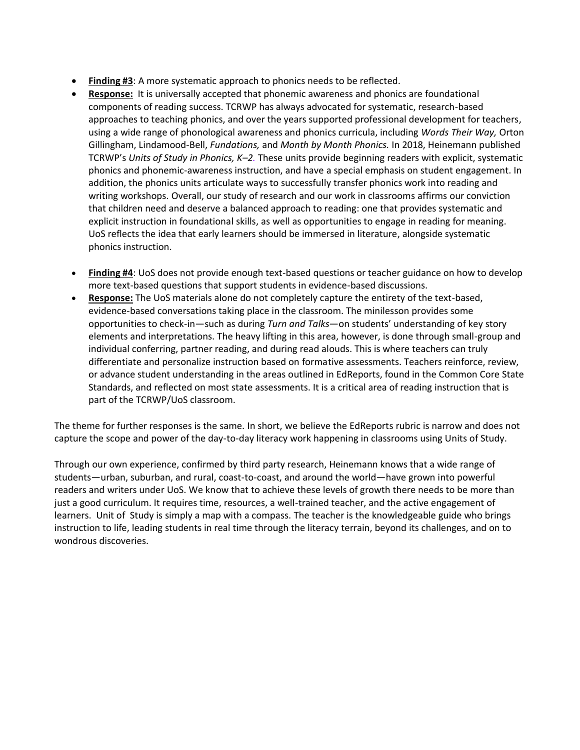- **Finding #3**: A more systematic approach to phonics needs to be reflected.
- **Response:** It is universally accepted that phonemic awareness and phonics are foundational components of reading success. TCRWP has always advocated for systematic, research-based approaches to teaching phonics, and over the years supported professional development for teachers, using a wide range of phonological awareness and phonics curricula, including *Words Their Way,* Orton Gillingham, Lindamood-Bell, *Fundations,* and *Month by Month Phonics.* In 2018, Heinemann published TCRWP's *Units of Study in Phonics, K–2.* These units provide beginning readers with explicit, systematic phonics and phonemic-awareness instruction, and have a special emphasis on student engagement. In addition, the phonics units articulate ways to successfully transfer phonics work into reading and writing workshops. Overall, our study of research and our work in classrooms affirms our conviction that children need and deserve a balanced approach to reading: one that provides systematic and explicit instruction in foundational skills, as well as opportunities to engage in reading for meaning. UoS reflects the idea that early learners should be immersed in literature, alongside systematic phonics instruction.

- **Finding #4**: UoS does not provide enough text-based questions or teacher guidance on how to develop more text-based questions that support students in evidence-based discussions.
- **Response:** The UoS materials alone do not completely capture the entirety of the text-based, evidence-based conversations taking place in the classroom. The minilesson provides some opportunities to check-in—such as during *Turn and Talks*—on students' understanding of key story elements and interpretations. The heavy lifting in this area, however, is done through small-group and individual conferring, partner reading, and during read alouds. This is where teachers can truly differentiate and personalize instruction based on formative assessments. Teachers reinforce, review, or advance student understanding in the areas outlined in EdReports, found in the Common Core State Standards, and reflected on most state assessments. It is a critical area of reading instruction that is part of the TCRWP/UoS classroom.

The theme for further responses is the same. In short, we believe the EdReports rubric is narrow and does not capture the scope and power of the day-to-day literacy work happening in classrooms using Units of Study.

Through our own experience, confirmed by third party research, Heinemann knows that a wide range of students—urban, suburban, and rural, coast-to-coast, and around the world—have grown into powerful readers and writers under UoS. We know that to achieve these levels of growth there needs to be more than just a good curriculum. It requires time, resources, a well-trained teacher, and the active engagement of learners. Unit of Study is simply a map with a compass. The teacher is the knowledgeable guide who brings instruction to life, leading students in real time through the literacy terrain, beyond its challenges, and on to wondrous discoveries.